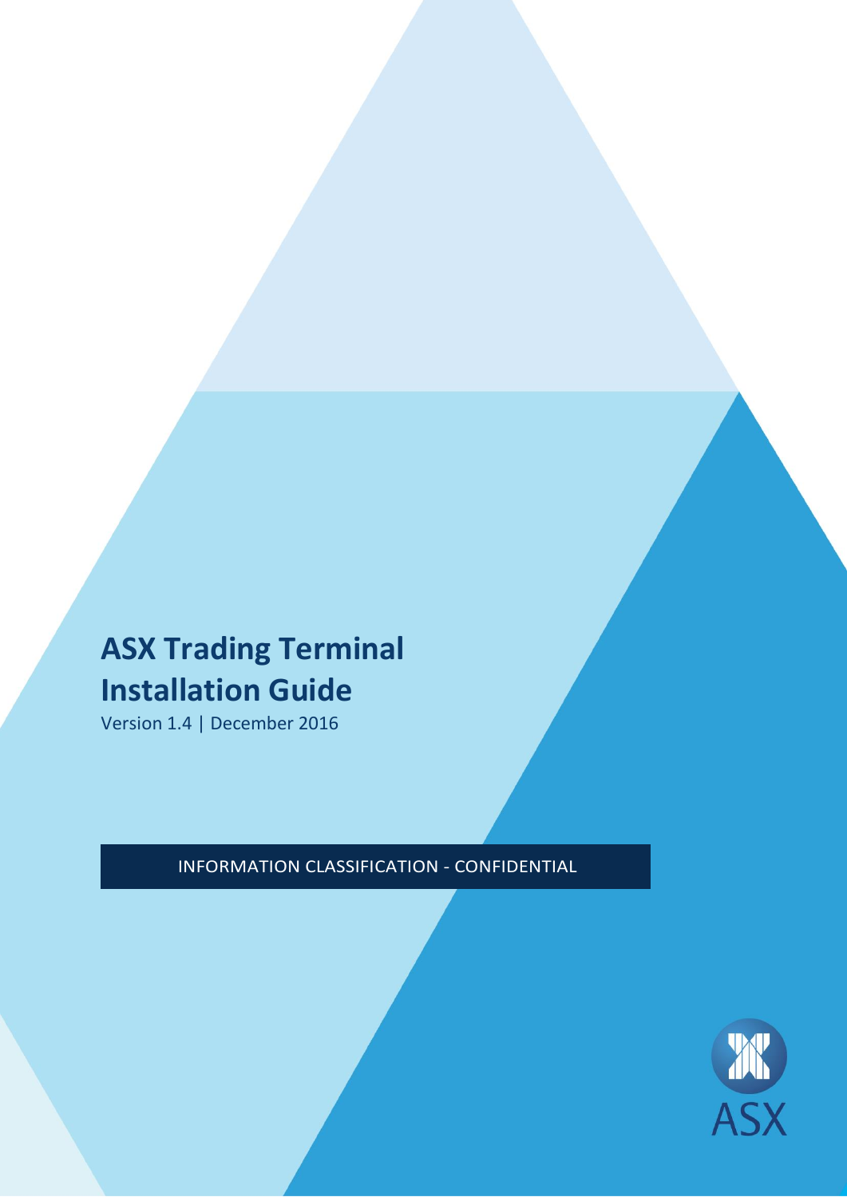# ASX Trading Terminal Installation Guide

Version 1.4 | December 2016

INFORMATION CLASSIFICATION - CONFIDENTIAL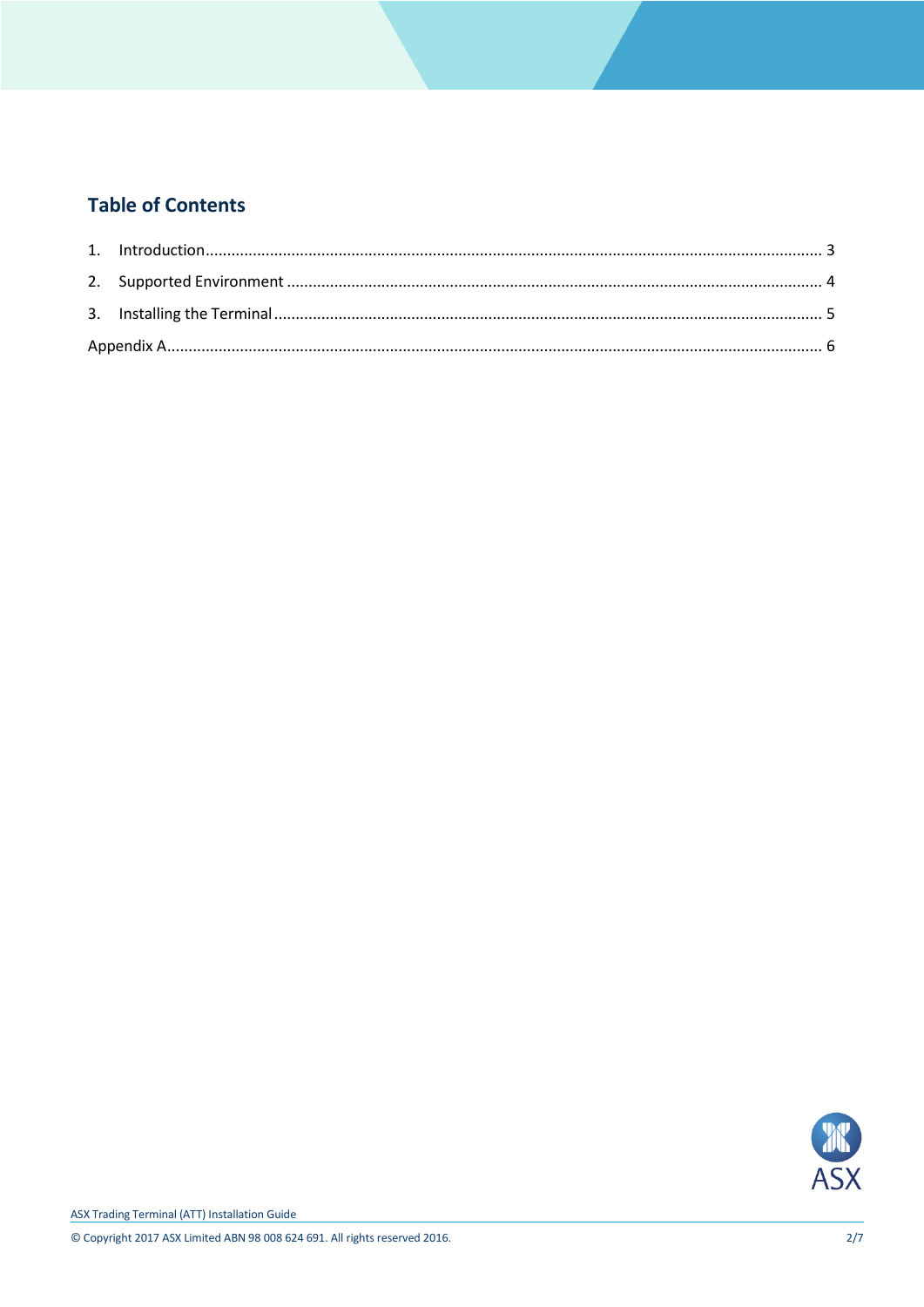## Table of Contents

1. Introduction ........................................................................................................ 3
2. Supported Environment ........................................................................................ 4
3. Installing the Terminal ......................................................................................... 5

Appendix A ............................................................................................................. 6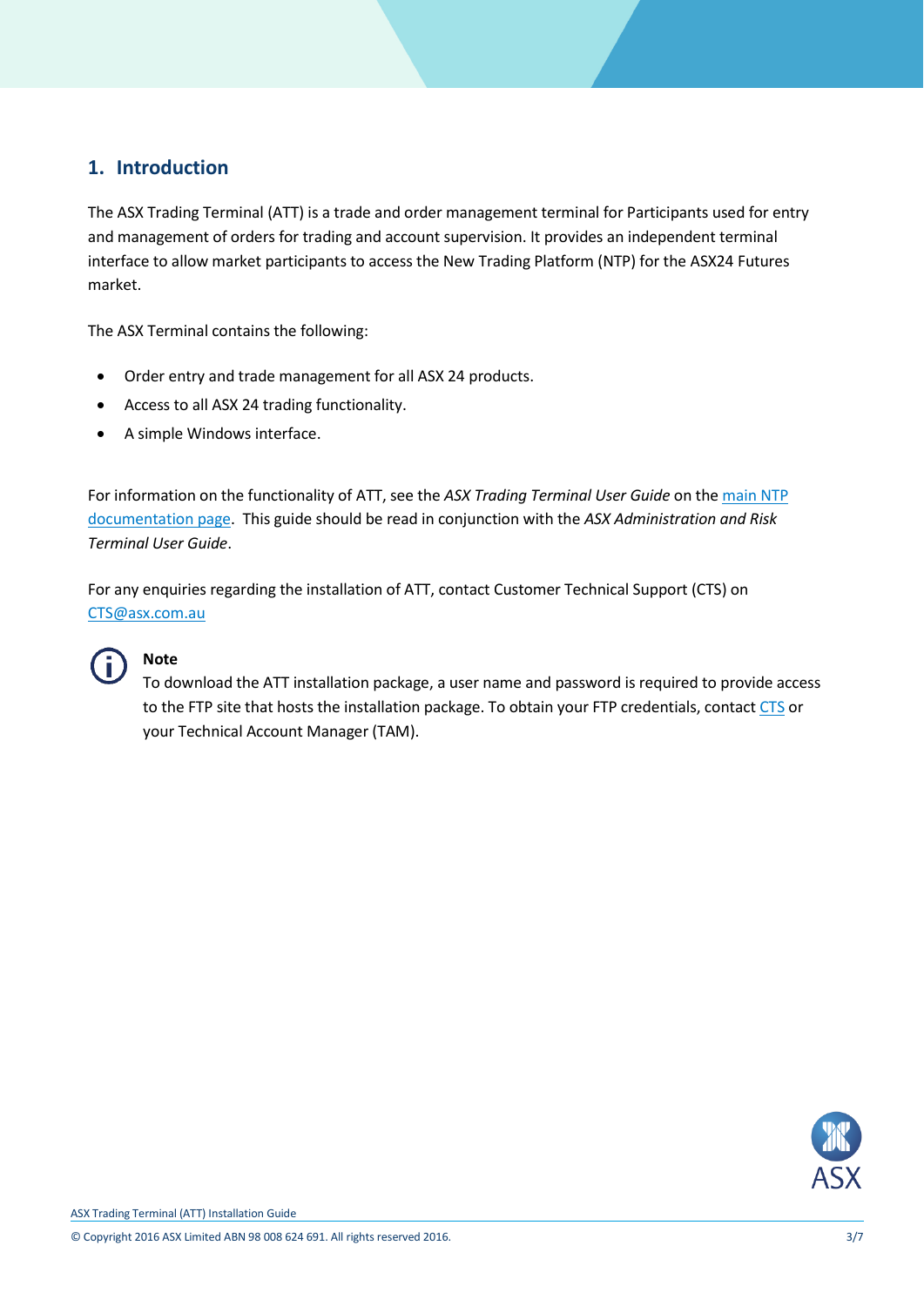# 1. Introduction

The ASX Trading Terminal (ATT) is a trade and order management terminal for Participants used for entry and management of orders for trading and account supervision. It provides an independent terminal interface to allow market participants to access the New Trading Platform (NTP) for the ASX24 Futures market.

The ASX Terminal contains the following:

- Order entry and trade management for all ASX 24 products.
- Access to all ASX 24 trading functionality.
- A simple Windows interface.

For information on the functionality of ATT, see the *ASX Trading Terminal User Guide* on the main NTP documentation page. This guide should be read in conjunction with the *ASX Administration and Risk Terminal User Guide*.

For any enquiries regarding the installation of ATT, contact Customer Technical Support (CTS) on CTS@asx.com.au

**Note**
To download the ATT installation package, a user name and password is required to provide access to the FTP site that hosts the installation package. To obtain your FTP credentials, contact CTS or your Technical Account Manager (TAM).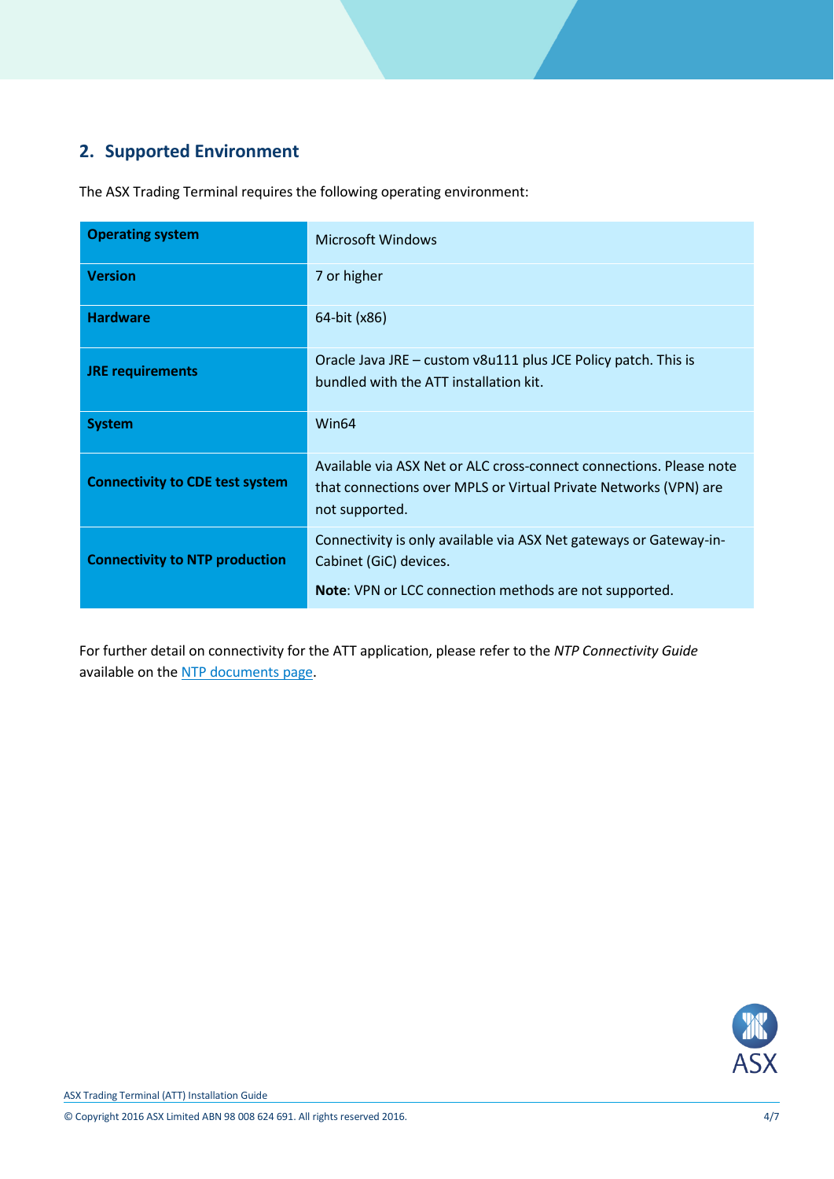## 2. Supported Environment

The ASX Trading Terminal requires the following operating environment:

| | |
|---|---|
| **Operating system** | Microsoft Windows |
| **Version** | 7 or higher |
| **Hardware** | 64-bit (x86) |
| **JRE requirements** | Oracle Java JRE – custom v8u111 plus JCE Policy patch. This is bundled with the ATT installation kit. |
| **System** | Win64 |
| **Connectivity to CDE test system** | Available via ASX Net or ALC cross-connect connections. Please note that connections over MPLS or Virtual Private Networks (VPN) are not supported. |
| **Connectivity to NTP production** | Connectivity is only available via ASX Net gateways or Gateway-in-Cabinet (GiC) devices.<br><br>**Note**: VPN or LCC connection methods are not supported. |

For further detail on connectivity for the ATT application, please refer to the *NTP Connectivity Guide* available on the NTP documents page.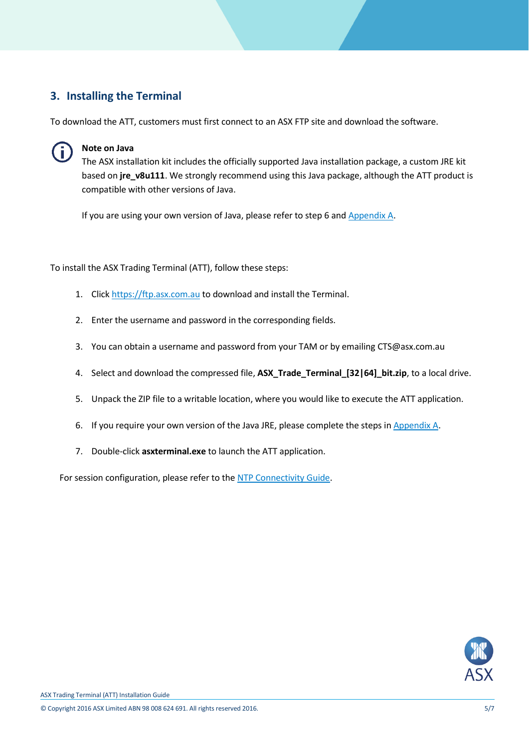## 3. Installing the Terminal

To download the ATT, customers must first connect to an ASX FTP site and download the software.

**Note on Java**

The ASX installation kit includes the officially supported Java installation package, a custom JRE kit based on **jre_v8u111**. We strongly recommend using this Java package, although the ATT product is compatible with other versions of Java.

If you are using your own version of Java, please refer to step 6 and Appendix A.

To install the ASX Trading Terminal (ATT), follow these steps:

1. Click https://ftp.asx.com.au to download and install the Terminal.
2. Enter the username and password in the corresponding fields.
3. You can obtain a username and password from your TAM or by emailing CTS@asx.com.au
4. Select and download the compressed file, **ASX_Trade_Terminal_[32|64]_bit.zip**, to a local drive.
5. Unpack the ZIP file to a writable location, where you would like to execute the ATT application.
6. If you require your own version of the Java JRE, please complete the steps in Appendix A.
7. Double-click **asxterminal.exe** to launch the ATT application.

For session configuration, please refer to the NTP Connectivity Guide.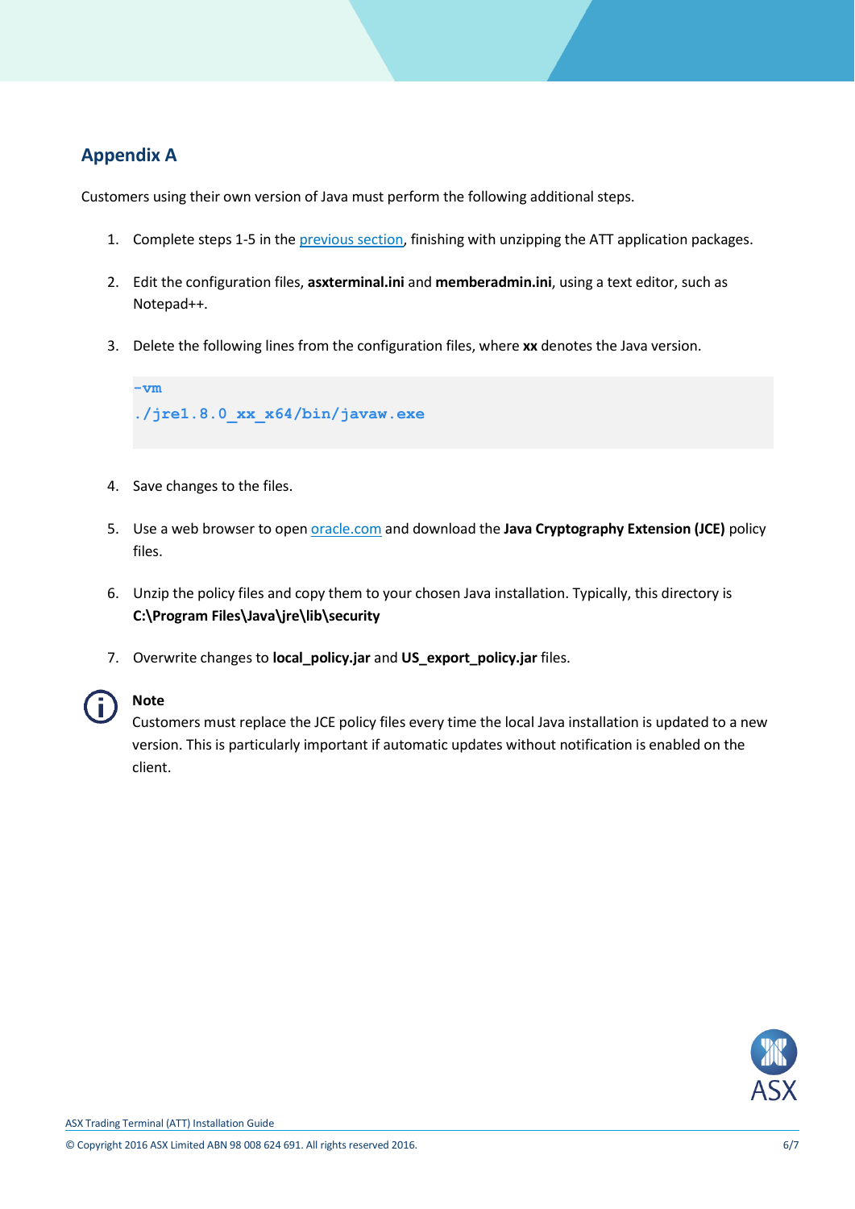## Appendix A

Customers using their own version of Java must perform the following additional steps.

1. Complete steps 1-5 in the previous section, finishing with unzipping the ATT application packages.

2. Edit the configuration files, **asxterminal.ini** and **memberadmin.ini**, using a text editor, such as Notepad++.

3. Delete the following lines from the configuration files, where **xx** denotes the Java version.

```
-vm
./jre1.8.0_xx_x64/bin/javaw.exe
```

4. Save changes to the files.

5. Use a web browser to open oracle.com and download the **Java Cryptography Extension (JCE)** policy files.

6. Unzip the policy files and copy them to your chosen Java installation. Typically, this directory is **C:\Program Files\Java\jre\lib\security**

7. Overwrite changes to **local_policy.jar** and **US_export_policy.jar** files.

**Note**
Customers must replace the JCE policy files every time the local Java installation is updated to a new version. This is particularly important if automatic updates without notification is enabled on the client.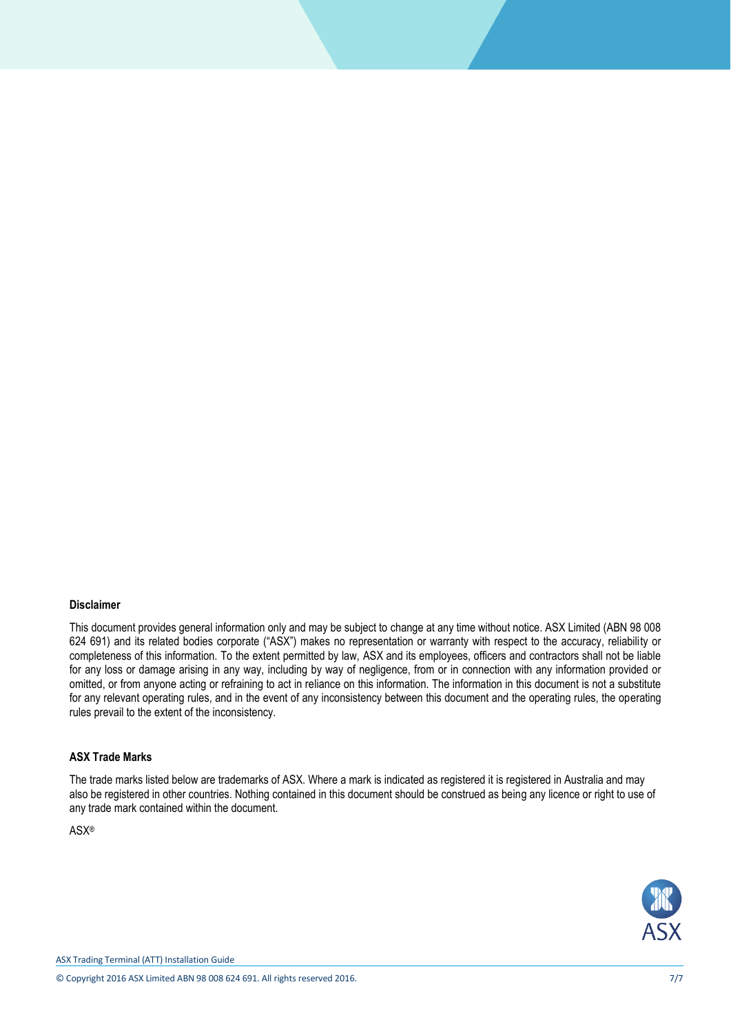**Disclaimer**

This document provides general information only and may be subject to change at any time without notice. ASX Limited (ABN 98 008 624 691) and its related bodies corporate ("ASX") makes no representation or warranty with respect to the accuracy, reliability or completeness of this information. To the extent permitted by law, ASX and its employees, officers and contractors shall not be liable for any loss or damage arising in any way, including by way of negligence, from or in connection with any information provided or omitted, or from anyone acting or refraining to act in reliance on this information. The information in this document is not a substitute for any relevant operating rules, and in the event of any inconsistency between this document and the operating rules, the operating rules prevail to the extent of the inconsistency.

**ASX Trade Marks**

The trade marks listed below are trademarks of ASX. Where a mark is indicated as registered it is registered in Australia and may also be registered in other countries. Nothing contained in this document should be construed as being any licence or right to use of any trade mark contained within the document.

ASX®